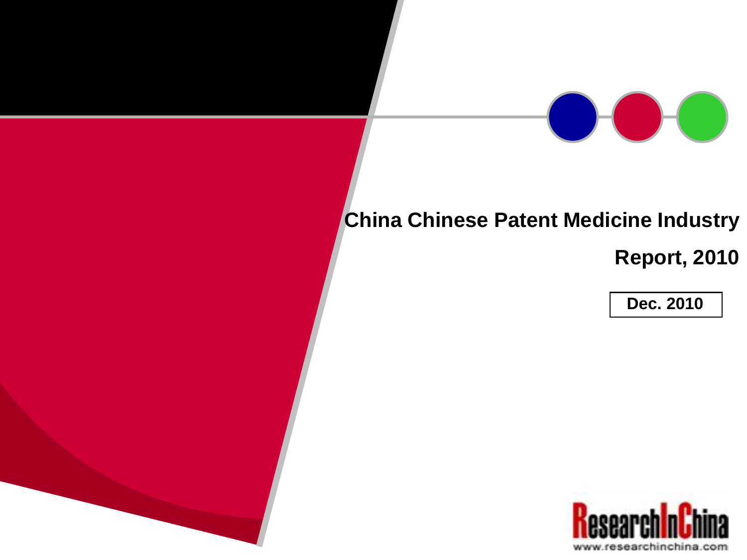# China Chinese Patent Medicine Industry Report, 2010

Dec. 2010

ResearchInChina

www.researchinchina.com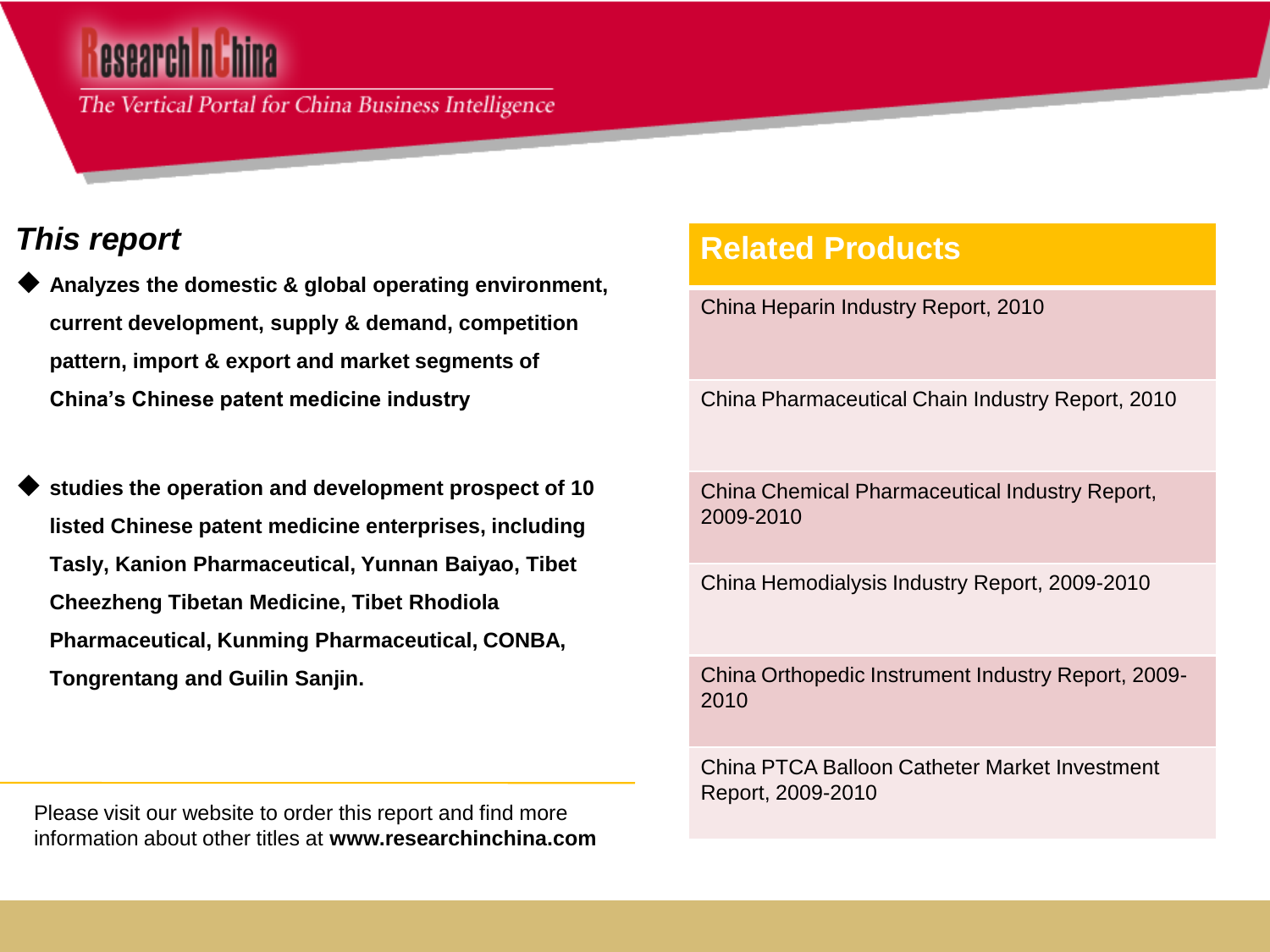## This report

- **Analyzes the domestic & global operating environment, current development, supply & demand, competition pattern, import & export and market segments of China's Chinese patent medicine industry**

- **studies the operation and development prospect of 10 listed Chinese patent medicine enterprises, including Tasly, Kanion Pharmaceutical, Yunnan Baiyao, Tibet Cheezheng Tibetan Medicine, Tibet Rhodiola Pharmaceutical, Kunming Pharmaceutical, CONBA, Tongrentang and Guilin Sanjin.**

Please visit our website to order this report and find more information about other titles at **www.researchinchina.com**

## Related Products

- China Heparin Industry Report, 2010
- China Pharmaceutical Chain Industry Report, 2010
- China Chemical Pharmaceutical Industry Report, 2009-2010
- China Hemodialysis Industry Report, 2009-2010
- China Orthopedic Instrument Industry Report, 2009-2010
- China PTCA Balloon Catheter Market Investment Report, 2009-2010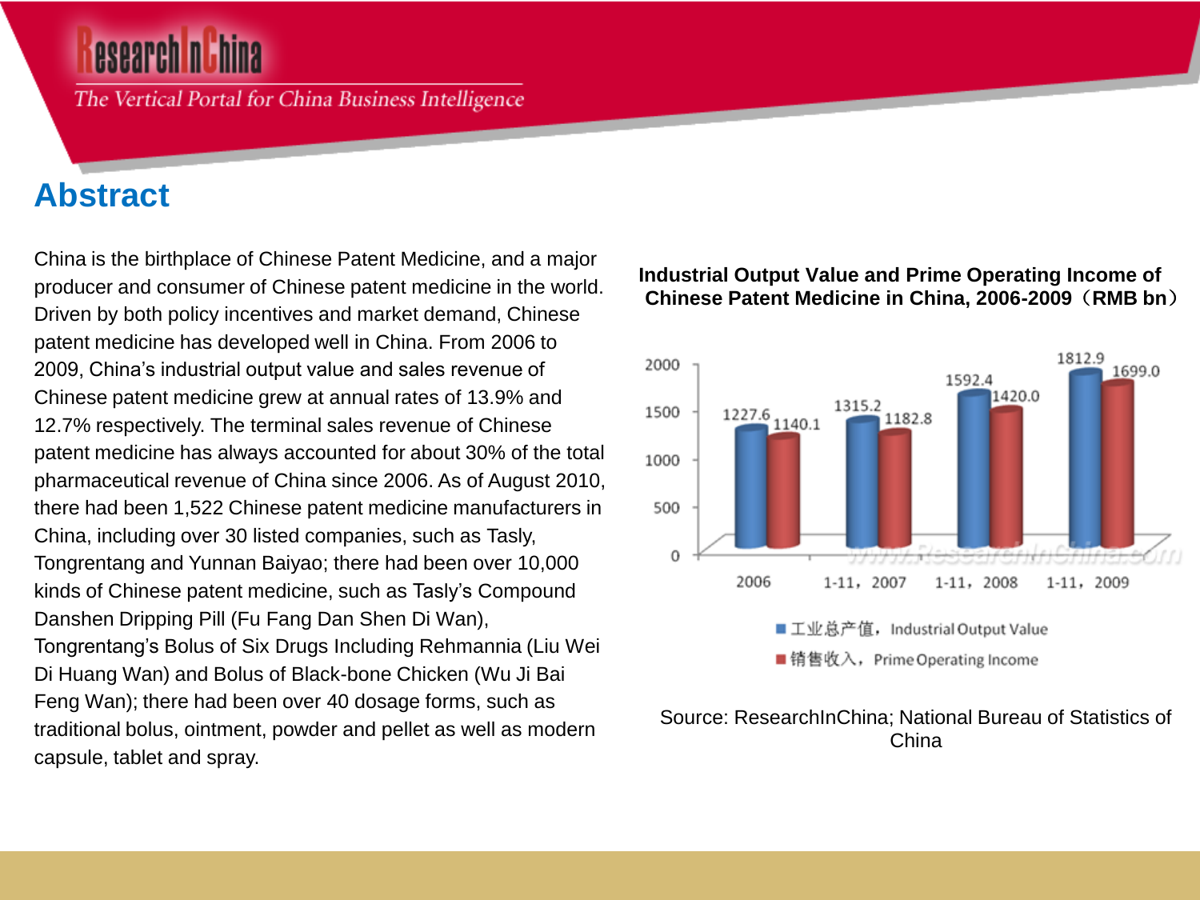## Abstract

China is the birthplace of Chinese Patent Medicine, and a major producer and consumer of Chinese patent medicine in the world. Driven by both policy incentives and market demand, Chinese patent medicine has developed well in China. From 2006 to 2009, China's industrial output value and sales revenue of Chinese patent medicine grew at annual rates of 13.9% and 12.7% respectively. The terminal sales revenue of Chinese patent medicine has always accounted for about 30% of the total pharmaceutical revenue of China since 2006. As of August 2010, there had been 1,522 Chinese patent medicine manufacturers in China, including over 30 listed companies, such as Tasly, Tongrentang and Yunnan Baiyao; there had been over 10,000 kinds of Chinese patent medicine, such as Tasly's Compound Danshen Dripping Pill (Fu Fang Dan Shen Di Wan), Tongrentang's Bolus of Six Drugs Including Rehmannia (Liu Wei Di Huang Wan) and Bolus of Black-bone Chicken (Wu Ji Bai Feng Wan); there had been over 40 dosage forms, such as traditional bolus, ointment, powder and pellet as well as modern capsule, tablet and spray.

**Industrial Output Value and Prime Operating Income of Chinese Patent Medicine in China, 2006-2009（RMB bn）**

| | 2006 | 1-11，2007 | 1-11，2008 | 1-11，2009 |
|---|---|---|---|---|
| 工业总产值，Industrial Output Value | 1227.6 | 1315.2 | 1592.4 | 1812.9 |
| 销售收入，Prime Operating Income | 1140.1 | 1182.8 | 1420.0 | 1699.0 |

Source: ResearchInChina; National Bureau of Statistics of China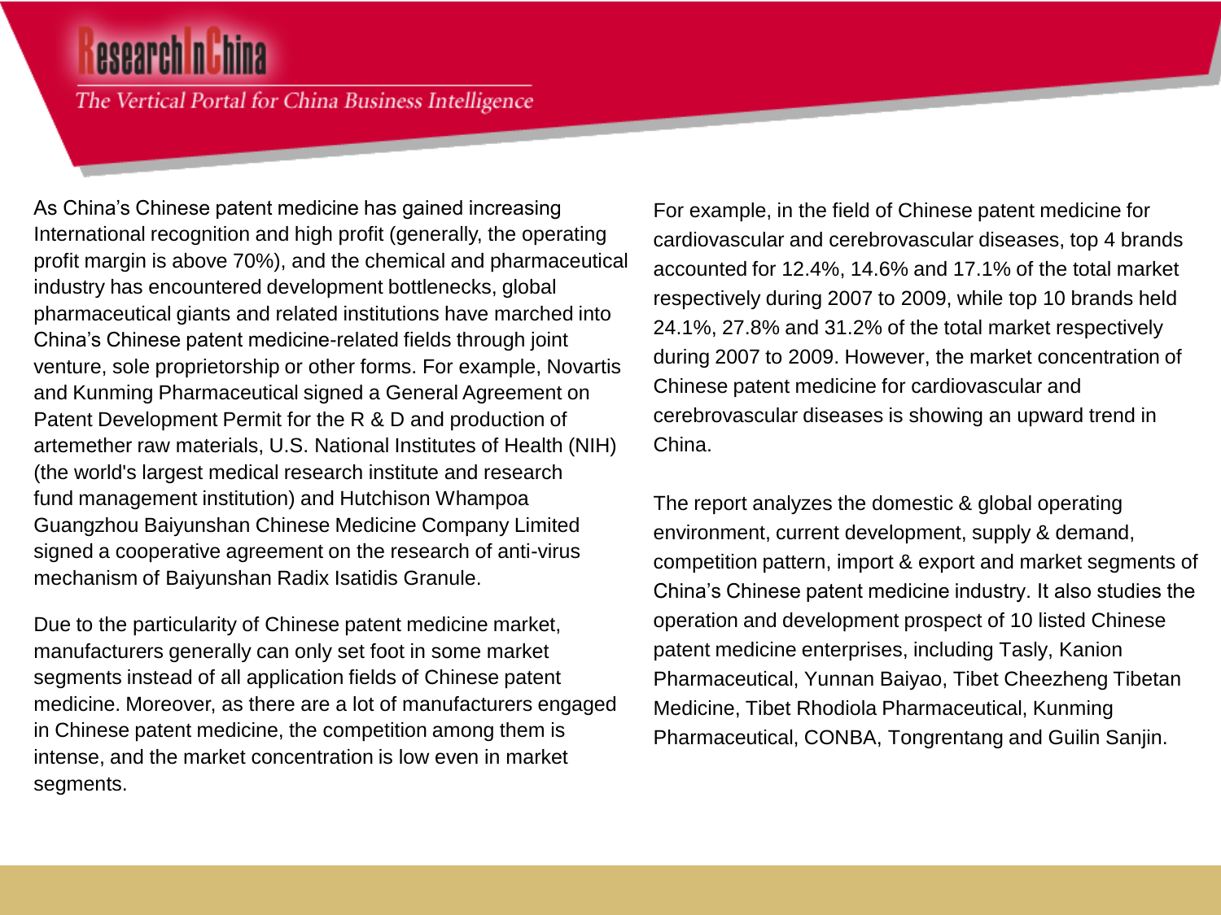As China's Chinese patent medicine has gained increasing International recognition and high profit (generally, the operating profit margin is above 70%), and the chemical and pharmaceutical industry has encountered development bottlenecks, global pharmaceutical giants and related institutions have marched into China's Chinese patent medicine-related fields through joint venture, sole proprietorship or other forms. For example, Novartis and Kunming Pharmaceutical signed a General Agreement on Patent Development Permit for the R & D and production of artemether raw materials, U.S. National Institutes of Health (NIH) (the world's largest medical research institute and research fund management institution) and Hutchison Whampoa Guangzhou Baiyunshan Chinese Medicine Company Limited signed a cooperative agreement on the research of anti-virus mechanism of Baiyunshan Radix Isatidis Granule.

Due to the particularity of Chinese patent medicine market, manufacturers generally can only set foot in some market segments instead of all application fields of Chinese patent medicine. Moreover, as there are a lot of manufacturers engaged in Chinese patent medicine, the competition among them is intense, and the market concentration is low even in market segments.

For example, in the field of Chinese patent medicine for cardiovascular and cerebrovascular diseases, top 4 brands accounted for 12.4%, 14.6% and 17.1% of the total market respectively during 2007 to 2009, while top 10 brands held 24.1%, 27.8% and 31.2% of the total market respectively during 2007 to 2009. However, the market concentration of Chinese patent medicine for cardiovascular and cerebrovascular diseases is showing an upward trend in China.

The report analyzes the domestic & global operating environment, current development, supply & demand, competition pattern, import & export and market segments of China's Chinese patent medicine industry. It also studies the operation and development prospect of 10 listed Chinese patent medicine enterprises, including Tasly, Kanion Pharmaceutical, Yunnan Baiyao, Tibet Cheezheng Tibetan Medicine, Tibet Rhodiola Pharmaceutical, Kunming Pharmaceutical, CONBA, Tongrentang and Guilin Sanjin.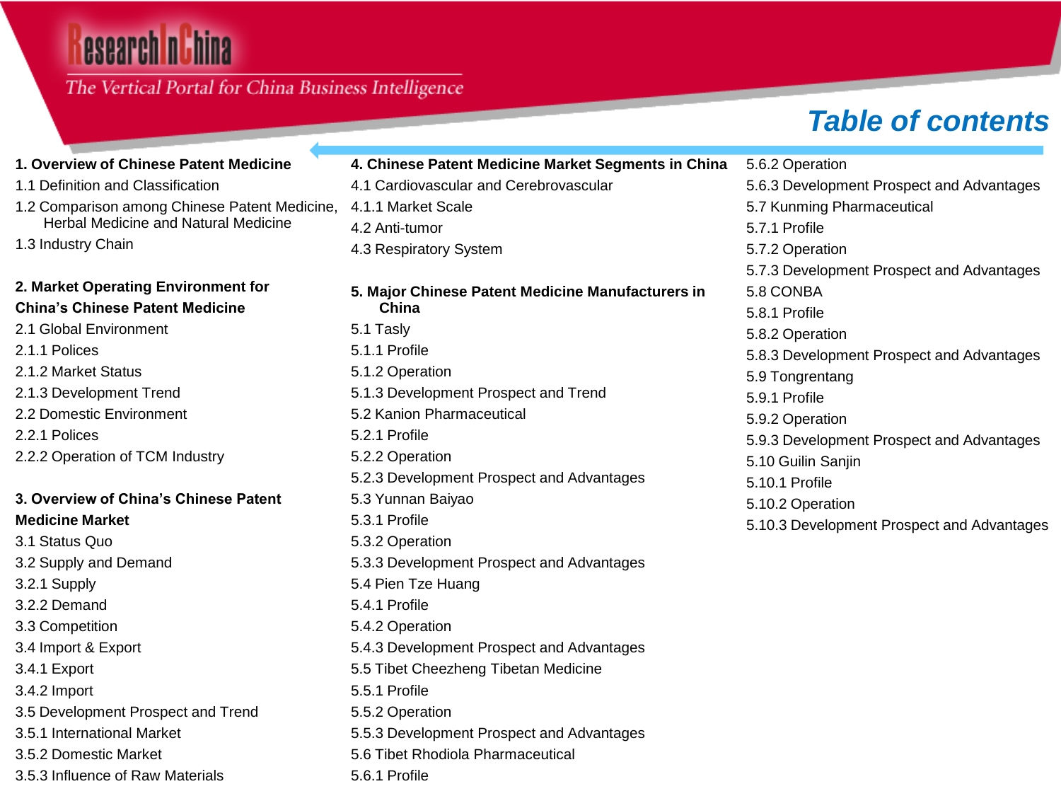# Table of contents

**1. Overview of Chinese Patent Medicine**

1.1 Definition and Classification
1.2 Comparison among Chinese Patent Medicine, Herbal Medicine and Natural Medicine
1.3 Industry Chain

**2. Market Operating Environment for China's Chinese Patent Medicine**

2.1 Global Environment
2.1.1 Polices
2.1.2 Market Status
2.1.3 Development Trend
2.2 Domestic Environment
2.2.1 Polices
2.2.2 Operation of TCM Industry

**3. Overview of China's Chinese Patent Medicine Market**

3.1 Status Quo
3.2 Supply and Demand
3.2.1 Supply
3.2.2 Demand
3.3 Competition
3.4 Import & Export
3.4.1 Export
3.4.2 Import
3.5 Development Prospect and Trend
3.5.1 International Market
3.5.2 Domestic Market
3.5.3 Influence of Raw Materials

**4. Chinese Patent Medicine Market Segments in China**

4.1 Cardiovascular and Cerebrovascular
4.1.1 Market Scale
4.2 Anti-tumor
4.3 Respiratory System

**5. Major Chinese Patent Medicine Manufacturers in China**

5.1 Tasly
5.1.1 Profile
5.1.2 Operation
5.1.3 Development Prospect and Trend
5.2 Kanion Pharmaceutical
5.2.1 Profile
5.2.2 Operation
5.2.3 Development Prospect and Advantages
5.3 Yunnan Baiyao
5.3.1 Profile
5.3.2 Operation
5.3.3 Development Prospect and Advantages
5.4 Pien Tze Huang
5.4.1 Profile
5.4.2 Operation
5.4.3 Development Prospect and Advantages
5.5 Tibet Cheezheng Tibetan Medicine
5.5.1 Profile
5.5.2 Operation
5.5.3 Development Prospect and Advantages
5.6 Tibet Rhodiola Pharmaceutical
5.6.1 Profile
5.6.2 Operation
5.6.3 Development Prospect and Advantages
5.7 Kunming Pharmaceutical
5.7.1 Profile
5.7.2 Operation
5.7.3 Development Prospect and Advantages
5.8 CONBA
5.8.1 Profile
5.8.2 Operation
5.8.3 Development Prospect and Advantages
5.9 Tongrentang
5.9.1 Profile
5.9.2 Operation
5.9.3 Development Prospect and Advantages
5.10 Guilin Sanjin
5.10.1 Profile
5.10.2 Operation
5.10.3 Development Prospect and Advantages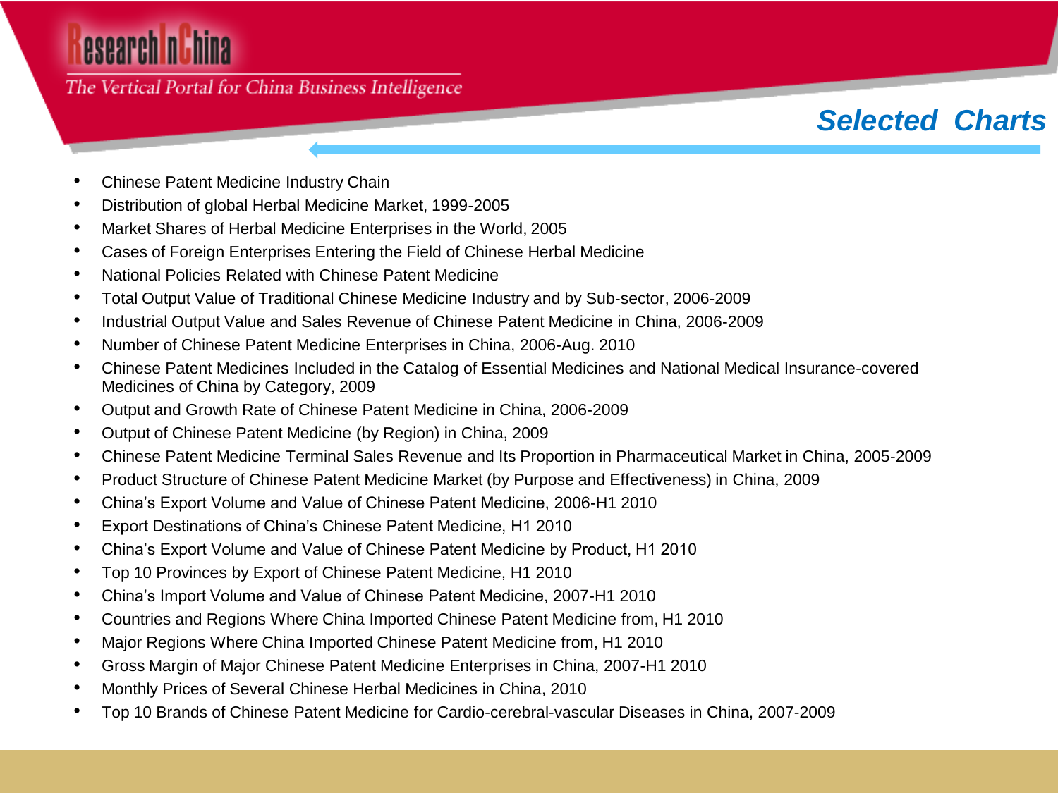## Selected Charts

- Chinese Patent Medicine Industry Chain
- Distribution of global Herbal Medicine Market, 1999-2005
- Market Shares of Herbal Medicine Enterprises in the World, 2005
- Cases of Foreign Enterprises Entering the Field of Chinese Herbal Medicine
- National Policies Related with Chinese Patent Medicine
- Total Output Value of Traditional Chinese Medicine Industry and by Sub-sector, 2006-2009
- Industrial Output Value and Sales Revenue of Chinese Patent Medicine in China, 2006-2009
- Number of Chinese Patent Medicine Enterprises in China, 2006-Aug. 2010
- Chinese Patent Medicines Included in the Catalog of Essential Medicines and National Medical Insurance-covered Medicines of China by Category, 2009
- Output and Growth Rate of Chinese Patent Medicine in China, 2006-2009
- Output of Chinese Patent Medicine (by Region) in China, 2009
- Chinese Patent Medicine Terminal Sales Revenue and Its Proportion in Pharmaceutical Market in China, 2005-2009
- Product Structure of Chinese Patent Medicine Market (by Purpose and Effectiveness) in China, 2009
- China's Export Volume and Value of Chinese Patent Medicine, 2006-H1 2010
- Export Destinations of China's Chinese Patent Medicine, H1 2010
- China's Export Volume and Value of Chinese Patent Medicine by Product, H1 2010
- Top 10 Provinces by Export of Chinese Patent Medicine, H1 2010
- China's Import Volume and Value of Chinese Patent Medicine, 2007-H1 2010
- Countries and Regions Where China Imported Chinese Patent Medicine from, H1 2010
- Major Regions Where China Imported Chinese Patent Medicine from, H1 2010
- Gross Margin of Major Chinese Patent Medicine Enterprises in China, 2007-H1 2010
- Monthly Prices of Several Chinese Herbal Medicines in China, 2010
- Top 10 Brands of Chinese Patent Medicine for Cardio-cerebral-vascular Diseases in China, 2007-2009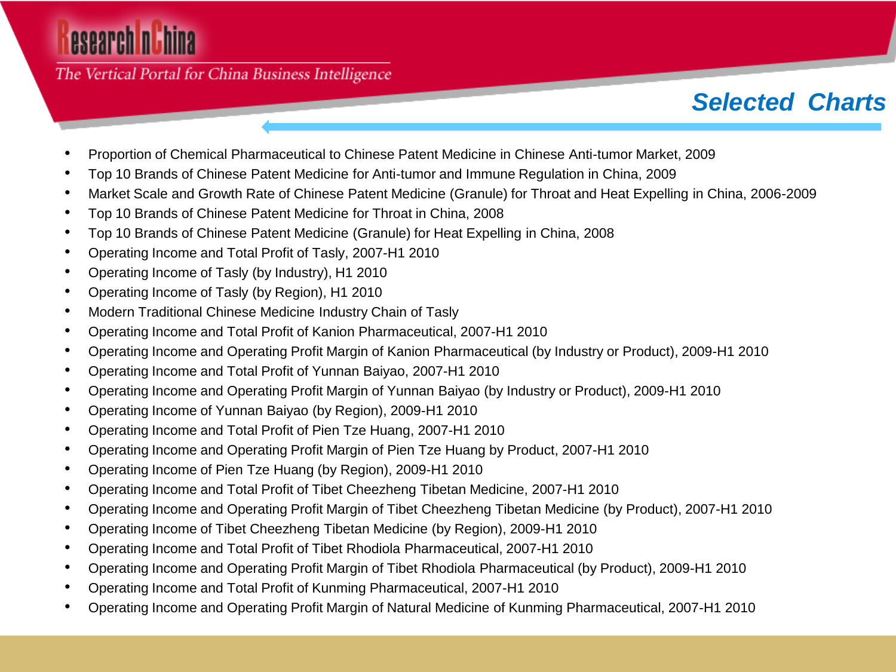## Selected Charts

- Proportion of Chemical Pharmaceutical to Chinese Patent Medicine in Chinese Anti-tumor Market, 2009
- Top 10 Brands of Chinese Patent Medicine for Anti-tumor and Immune Regulation in China, 2009
- Market Scale and Growth Rate of Chinese Patent Medicine (Granule) for Throat and Heat Expelling in China, 2006-2009
- Top 10 Brands of Chinese Patent Medicine for Throat in China, 2008
- Top 10 Brands of Chinese Patent Medicine (Granule) for Heat Expelling in China, 2008
- Operating Income and Total Profit of Tasly, 2007-H1 2010
- Operating Income of Tasly (by Industry), H1 2010
- Operating Income of Tasly (by Region), H1 2010
- Modern Traditional Chinese Medicine Industry Chain of Tasly
- Operating Income and Total Profit of Kanion Pharmaceutical, 2007-H1 2010
- Operating Income and Operating Profit Margin of Kanion Pharmaceutical (by Industry or Product), 2009-H1 2010
- Operating Income and Total Profit of Yunnan Baiyao, 2007-H1 2010
- Operating Income and Operating Profit Margin of Yunnan Baiyao (by Industry or Product), 2009-H1 2010
- Operating Income of Yunnan Baiyao (by Region), 2009-H1 2010
- Operating Income and Total Profit of Pien Tze Huang, 2007-H1 2010
- Operating Income and Operating Profit Margin of Pien Tze Huang by Product, 2007-H1 2010
- Operating Income of Pien Tze Huang (by Region), 2009-H1 2010
- Operating Income and Total Profit of Tibet Cheezheng Tibetan Medicine, 2007-H1 2010
- Operating Income and Operating Profit Margin of Tibet Cheezheng Tibetan Medicine (by Product), 2007-H1 2010
- Operating Income of Tibet Cheezheng Tibetan Medicine (by Region), 2009-H1 2010
- Operating Income and Total Profit of Tibet Rhodiola Pharmaceutical, 2007-H1 2010
- Operating Income and Operating Profit Margin of Tibet Rhodiola Pharmaceutical (by Product), 2009-H1 2010
- Operating Income and Total Profit of Kunming Pharmaceutical, 2007-H1 2010
- Operating Income and Operating Profit Margin of Natural Medicine of Kunming Pharmaceutical, 2007-H1 2010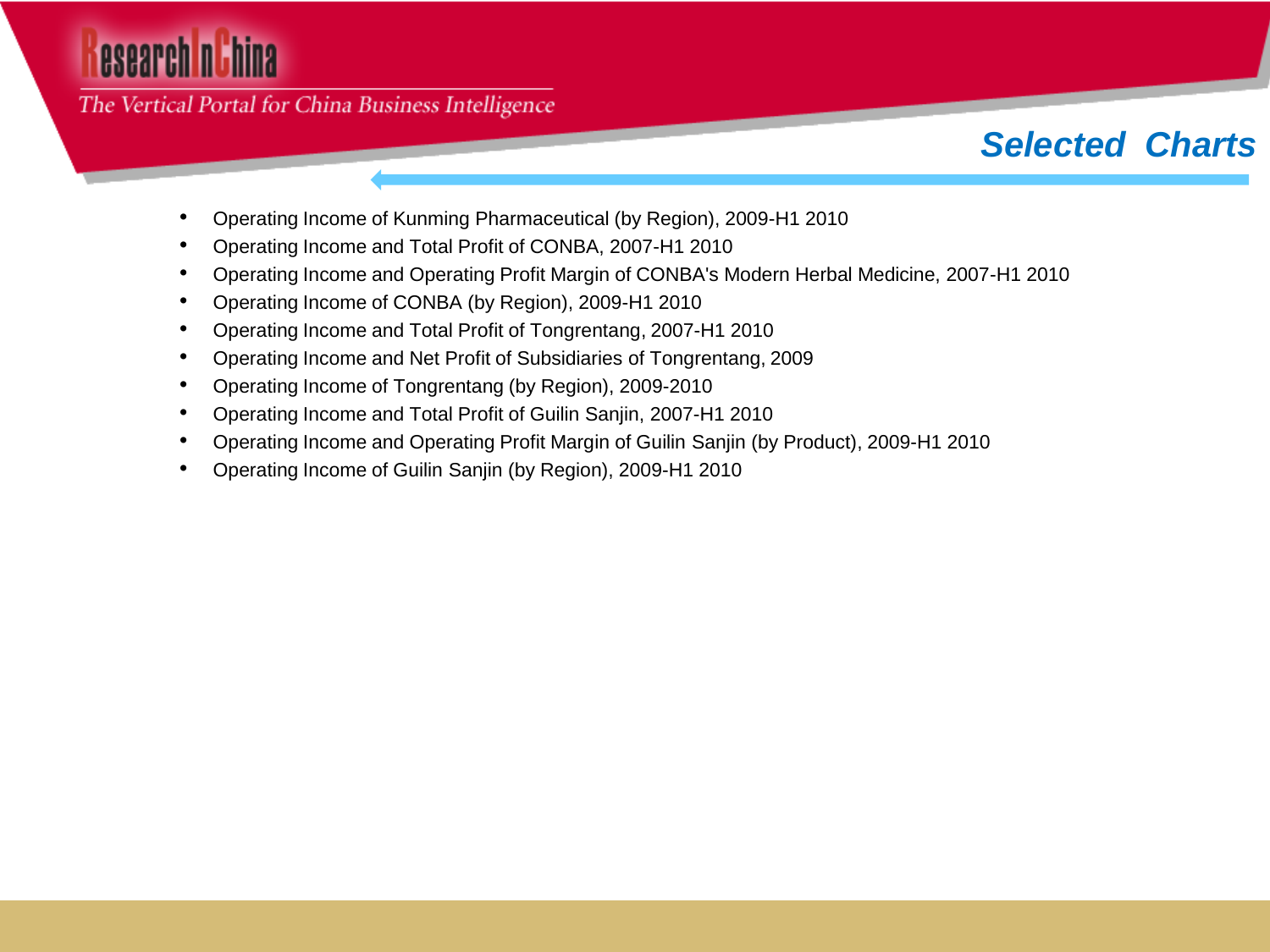## Selected Charts

- Operating Income of Kunming Pharmaceutical (by Region), 2009-H1 2010
- Operating Income and Total Profit of CONBA, 2007-H1 2010
- Operating Income and Operating Profit Margin of CONBA's Modern Herbal Medicine, 2007-H1 2010
- Operating Income of CONBA (by Region), 2009-H1 2010
- Operating Income and Total Profit of Tongrentang, 2007-H1 2010
- Operating Income and Net Profit of Subsidiaries of Tongrentang, 2009
- Operating Income of Tongrentang (by Region), 2009-2010
- Operating Income and Total Profit of Guilin Sanjin, 2007-H1 2010
- Operating Income and Operating Profit Margin of Guilin Sanjin (by Product), 2009-H1 2010
- Operating Income of Guilin Sanjin (by Region), 2009-H1 2010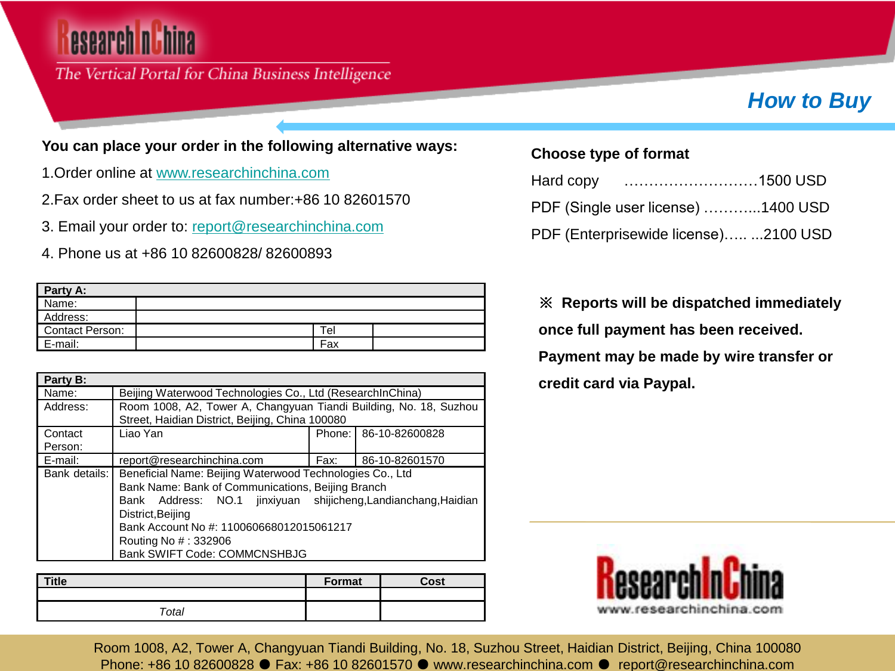# How to Buy

**You can place your order in the following alternative ways:**

1.Order online at www.researchinchina.com

2.Fax order sheet to us at fax number:+86 10 82601570

3. Email your order to: report@researchinchina.com

4. Phone us at +86 10 82600828/ 82600893

**Choose type of format**

Hard copy ………………………1500 USD

PDF (Single user license) ………...1400 USD

PDF (Enterprisewide license)….. ...2100 USD

**※ Reports will be dispatched immediately once full payment has been received. Payment may be made by wire transfer or credit card via Paypal.**

| **Party A:** | | | |
|---|---|---|---|
| Name: | | | |
| Address: | | | |
| Contact Person: | | Tel | |
| E-mail: | | Fax | |

| **Party B:** | | | |
|---|---|---|---|
| Name: | Beijing Waterwood Technologies Co., Ltd (ResearchInChina) | | |
| Address: | Room 1008, A2, Tower A, Changyuan Tiandi Building, No. 18, Suzhou Street, Haidian District, Beijing, China 100080 | | |
| Contact Person: | Liao Yan | Phone: | 86-10-82600828 |
| E-mail: | report@researchinchina.com | Fax: | 86-10-82601570 |
| Bank details: | Beneficial Name: Beijing Waterwood Technologies Co., Ltd<br>Bank Name: Bank of Communications, Beijing Branch<br>Bank Address: NO.1 jinxiyuan shijicheng,Landianchang,Haidian District,Beijing<br>Bank Account No #: 110060668012015061217<br>Routing No # : 332906<br>Bank SWIFT Code: COMMCNSHBJG | | |

| Title | Format | Cost |
|---|---|---|
| | | |
| *Total* | | |

Room 1008, A2, Tower A, Changyuan Tiandi Building, No. 18, Suzhou Street, Haidian District, Beijing, China 100080
Phone: +86 10 82600828 ● Fax: +86 10 82601570 ● www.researchinchina.com ● report@researchinchina.com